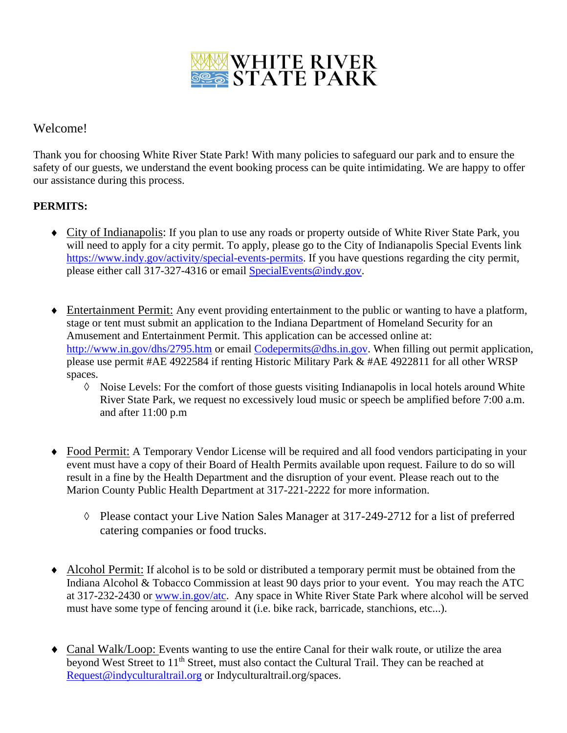# WHITE RIVER STATE PARK

Welcome!

Thank you for choosing White River State Park! With many policies to safeguard our park and to ensure the safety of our guests, we understand the event booking process can be quite intimidating. We are happy to offer our assistance during this process.

**PERMITS:**

- City of Indianapolis: If you plan to use any roads or property outside of White River State Park, you will need to apply for a city permit. To apply, please go to the City of Indianapolis Special Events link https://www.indy.gov/activity/special-events-permits. If you have questions regarding the city permit, please either call 317-327-4316 or email SpecialEvents@indy.gov.

- Entertainment Permit: Any event providing entertainment to the public or wanting to have a platform, stage or tent must submit an application to the Indiana Department of Homeland Security for an Amusement and Entertainment Permit. This application can be accessed online at: http://www.in.gov/dhs/2795.htm or email Codepermits@dhs.in.gov. When filling out permit application, please use permit #AE 4922584 if renting Historic Military Park & #AE 4922811 for all other WRSP spaces.
  - Noise Levels: For the comfort of those guests visiting Indianapolis in local hotels around White River State Park, we request no excessively loud music or speech be amplified before 7:00 a.m. and after 11:00 p.m

- Food Permit: A Temporary Vendor License will be required and all food vendors participating in your event must have a copy of their Board of Health Permits available upon request. Failure to do so will result in a fine by the Health Department and the disruption of your event. Please reach out to the Marion County Public Health Department at 317-221-2222 for more information.
  - Please contact your Live Nation Sales Manager at 317-249-2712 for a list of preferred catering companies or food trucks.

- Alcohol Permit: If alcohol is to be sold or distributed a temporary permit must be obtained from the Indiana Alcohol & Tobacco Commission at least 90 days prior to your event. You may reach the ATC at 317-232-2430 or www.in.gov/atc. Any space in White River State Park where alcohol will be served must have some type of fencing around it (i.e. bike rack, barricade, stanchions, etc...).

- Canal Walk/Loop: Events wanting to use the entire Canal for their walk route, or utilize the area beyond West Street to 11th Street, must also contact the Cultural Trail. They can be reached at Request@indyculturaltrail.org or Indyculturaltrail.org/spaces.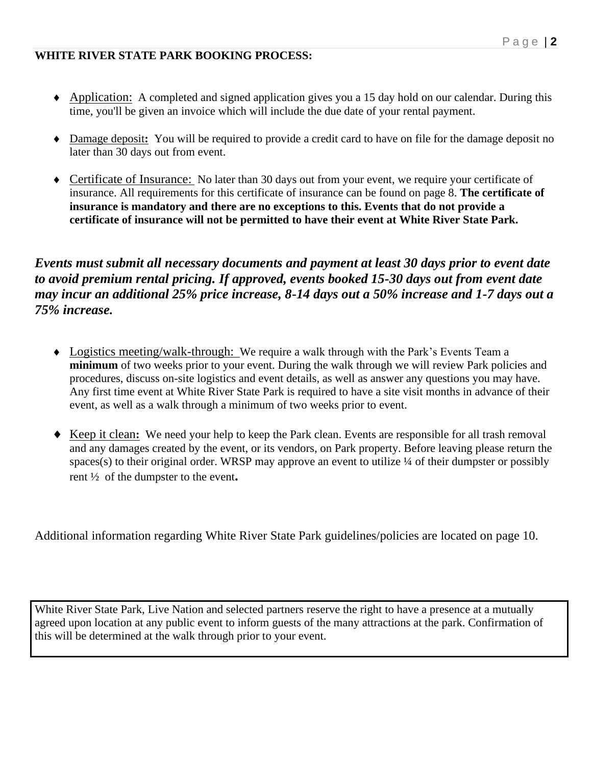## WHITE RIVER STATE PARK BOOKING PROCESS:

- Application: A completed and signed application gives you a 15 day hold on our calendar. During this time, you'll be given an invoice which will include the due date of your rental payment.

- Damage deposit**:** You will be required to provide a credit card to have on file for the damage deposit no later than 30 days out from event.

- Certificate of Insurance: No later than 30 days out from your event, we require your certificate of insurance. All requirements for this certificate of insurance can be found on page 8. **The certificate of insurance is mandatory and there are no exceptions to this. Events that do not provide a certificate of insurance will not be permitted to have their event at White River State Park.**

***Events must submit all necessary documents and payment at least 30 days prior to event date to avoid premium rental pricing. If approved, events booked 15-30 days out from event date may incur an additional 25% price increase, 8-14 days out a 50% increase and 1-7 days out a 75% increase.***

- Logistics meeting/walk-through: We require a walk through with the Park's Events Team a **minimum** of two weeks prior to your event. During the walk through we will review Park policies and procedures, discuss on-site logistics and event details, as well as answer any questions you may have. Any first time event at White River State Park is required to have a site visit months in advance of their event, as well as a walk through a minimum of two weeks prior to event.

- Keep it clean**:** We need your help to keep the Park clean. Events are responsible for all trash removal and any damages created by the event, or its vendors, on Park property. Before leaving please return the spaces(s) to their original order. WRSP may approve an event to utilize ¼ of their dumpster or possibly rent ½ of the dumpster to the event**.**

Additional information regarding White River State Park guidelines/policies are located on page 10.

White River State Park, Live Nation and selected partners reserve the right to have a presence at a mutually agreed upon location at any public event to inform guests of the many attractions at the park. Confirmation of this will be determined at the walk through prior to your event.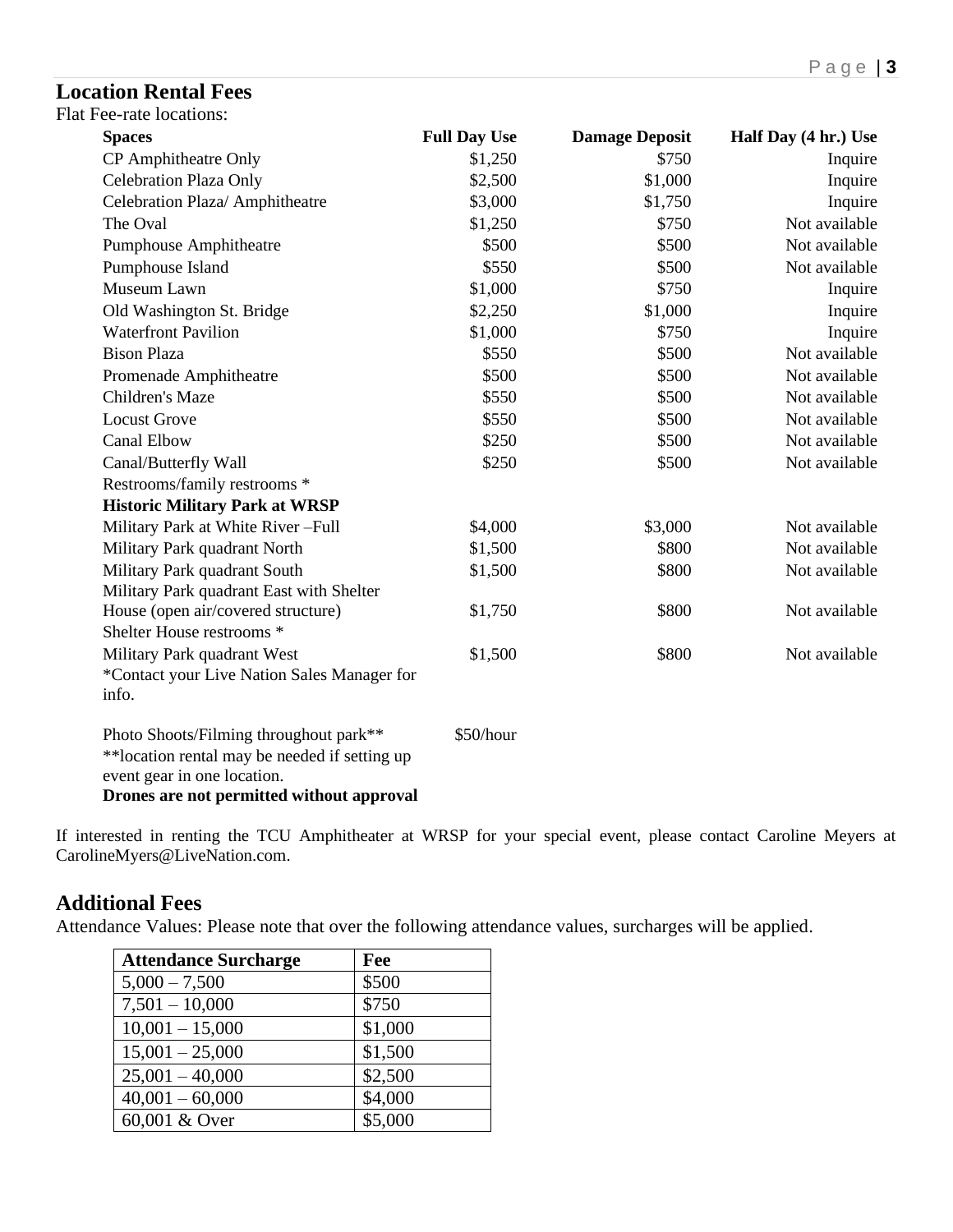## Location Rental Fees

Flat Fee-rate locations:

| Spaces | Full Day Use | Damage Deposit | Half Day (4 hr.) Use |
|---|---|---|---|
| CP Amphitheatre Only | $1,250 | $750 | Inquire |
| Celebration Plaza Only | $2,500 | $1,000 | Inquire |
| Celebration Plaza/ Amphitheatre | $3,000 | $1,750 | Inquire |
| The Oval | $1,250 | $750 | Not available |
| Pumphouse Amphitheatre | $500 | $500 | Not available |
| Pumphouse Island | $550 | $500 | Not available |
| Museum Lawn | $1,000 | $750 | Inquire |
| Old Washington St. Bridge | $2,250 | $1,000 | Inquire |
| Waterfront Pavilion | $1,000 | $750 | Inquire |
| Bison Plaza | $550 | $500 | Not available |
| Promenade Amphitheatre | $500 | $500 | Not available |
| Children's Maze | $550 | $500 | Not available |
| Locust Grove | $550 | $500 | Not available |
| Canal Elbow | $250 | $500 | Not available |
| Canal/Butterfly Wall | $250 | $500 | Not available |
| Restrooms/family restrooms * | | | |
| **Historic Military Park at WRSP** | | | |
| Military Park at White River –Full | $4,000 | $3,000 | Not available |
| Military Park quadrant North | $1,500 | $800 | Not available |
| Military Park quadrant South | $1,500 | $800 | Not available |
| Military Park quadrant East with Shelter House (open air/covered structure) | $1,750 | $800 | Not available |
| Shelter House restrooms * | | | |
| Military Park quadrant West | $1,500 | $800 | Not available |
| *Contact your Live Nation Sales Manager for info. | | | |
| Photo Shoots/Filming throughout park** | $50/hour | | |

**location rental may be needed if setting up event gear in one location.

**Drones are not permitted without approval**

If interested in renting the TCU Amphitheater at WRSP for your special event, please contact Caroline Meyers at CarolineMyers@LiveNation.com.

## Additional Fees

Attendance Values: Please note that over the following attendance values, surcharges will be applied.

| Attendance Surcharge | Fee |
|---|---|
| 5,000 – 7,500 | $500 |
| 7,501 – 10,000 | $750 |
| 10,001 – 15,000 | $1,000 |
| 15,001 – 25,000 | $1,500 |
| 25,001 – 40,000 | $2,500 |
| 40,001 – 60,000 | $4,000 |
| 60,001 & Over | $5,000 |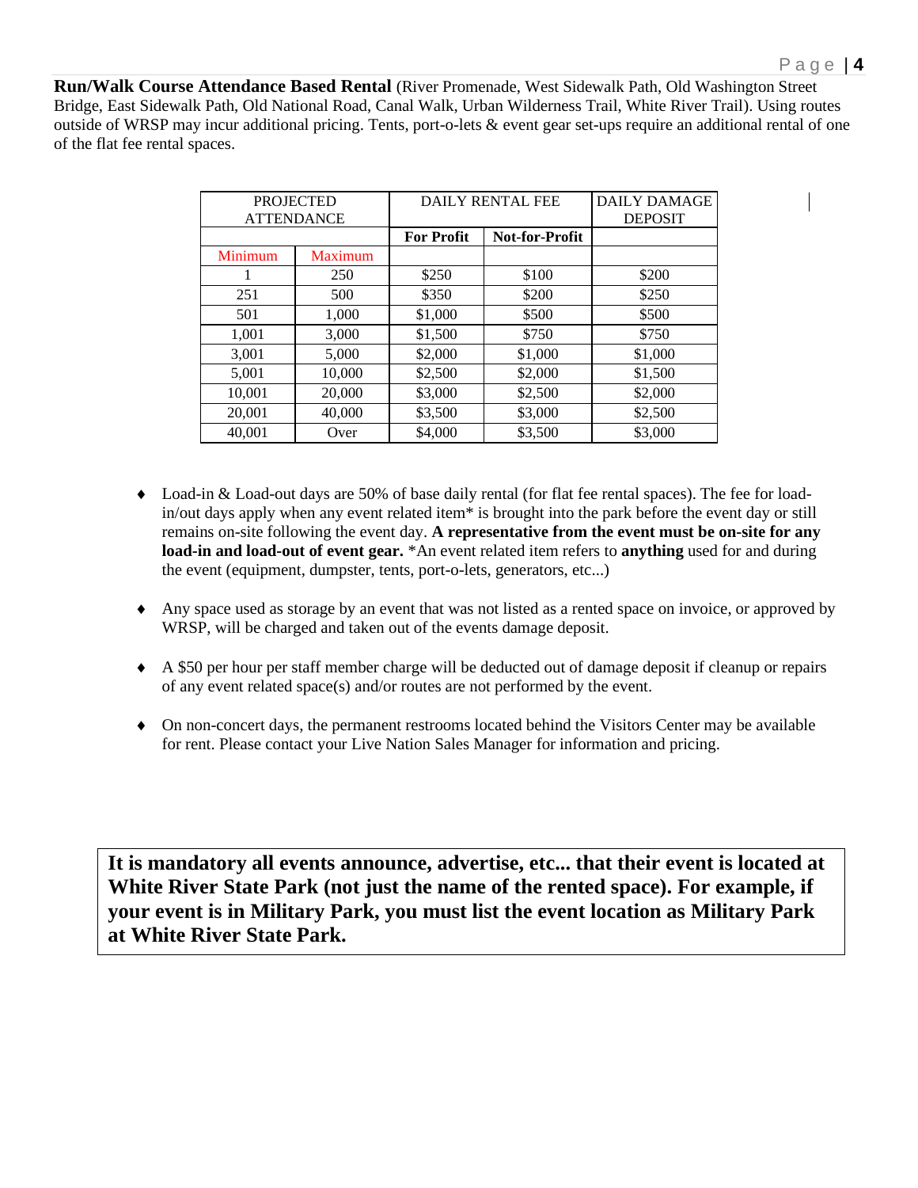**Run/Walk Course Attendance Based Rental** (River Promenade, West Sidewalk Path, Old Washington Street Bridge, East Sidewalk Path, Old National Road, Canal Walk, Urban Wilderness Trail, White River Trail). Using routes outside of WRSP may incur additional pricing. Tents, port-o-lets & event gear set-ups require an additional rental of one of the flat fee rental spaces.

| PROJECTED ATTENDANCE | | DAILY RENTAL FEE | | DAILY DAMAGE DEPOSIT |
|---|---|---|---|---|
| | | **For Profit** | **Not-for-Profit** | |
| Minimum | Maximum | | | |
| 1 | 250 | $250 | $100 | $200 |
| 251 | 500 | $350 | $200 | $250 |
| 501 | 1,000 | $1,000 | $500 | $500 |
| 1,001 | 3,000 | $1,500 | $750 | $750 |
| 3,001 | 5,000 | $2,000 | $1,000 | $1,000 |
| 5,001 | 10,000 | $2,500 | $2,000 | $1,500 |
| 10,001 | 20,000 | $3,000 | $2,500 | $2,000 |
| 20,001 | 40,000 | $3,500 | $3,000 | $2,500 |
| 40,001 | Over | $4,000 | $3,500 | $3,000 |

- Load-in & Load-out days are 50% of base daily rental (for flat fee rental spaces). The fee for load-in/out days apply when any event related item* is brought into the park before the event day or still remains on-site following the event day. **A representative from the event must be on-site for any load-in and load-out of event gear.** *An event related item refers to **anything** used for and during the event (equipment, dumpster, tents, port-o-lets, generators, etc...)

- Any space used as storage by an event that was not listed as a rented space on invoice, or approved by WRSP, will be charged and taken out of the events damage deposit.

- A $50 per hour per staff member charge will be deducted out of damage deposit if cleanup or repairs of any event related space(s) and/or routes are not performed by the event.

- On non-concert days, the permanent restrooms located behind the Visitors Center may be available for rent. Please contact your Live Nation Sales Manager for information and pricing.

**It is mandatory all events announce, advertise, etc... that their event is located at White River State Park (not just the name of the rented space). For example, if your event is in Military Park, you must list the event location as Military Park at White River State Park.**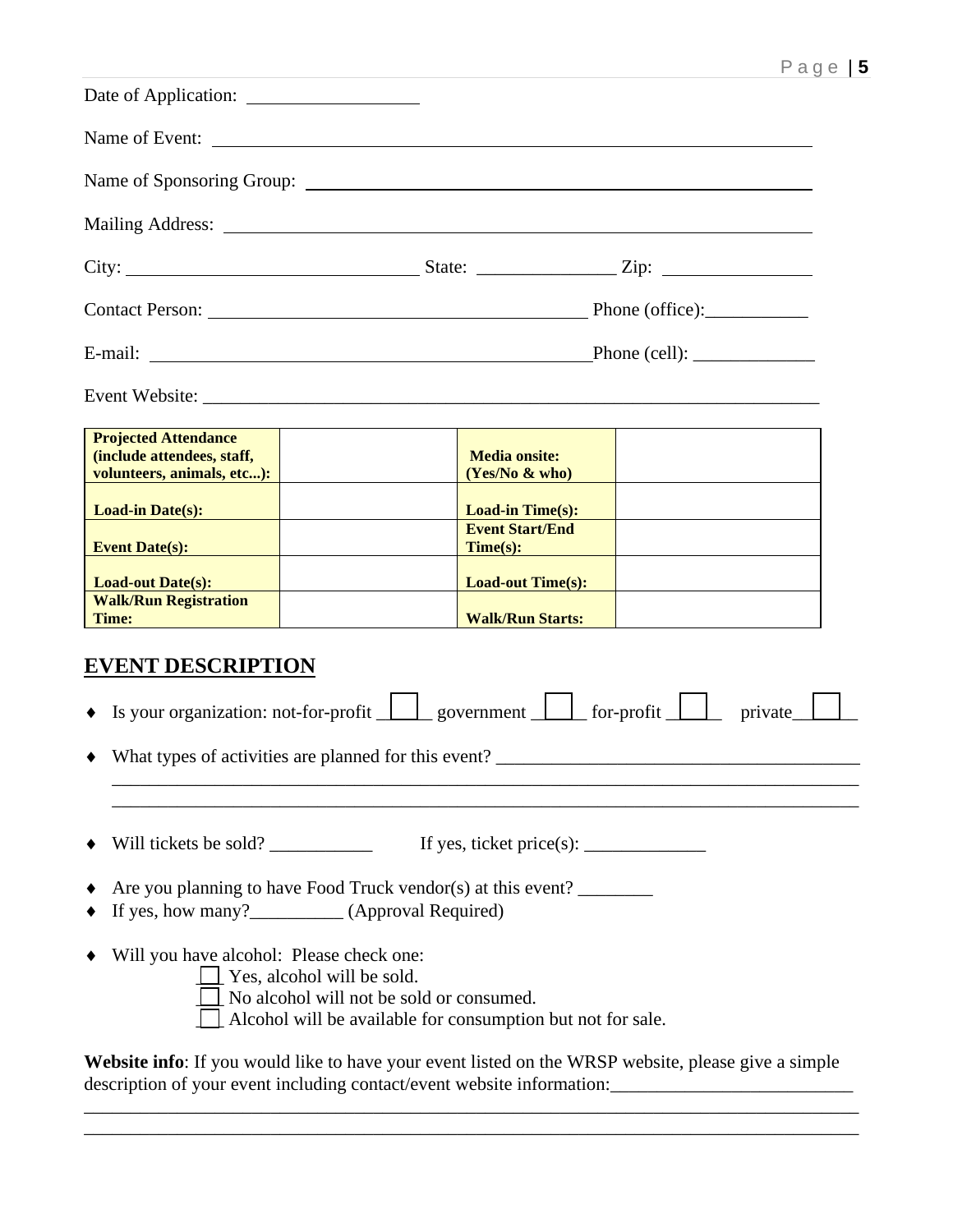Date of Application: ___________________

Name of Event: _________________________________________________________________

Name of Sponsoring Group: _______________________________________________________

Mailing Address: ________________________________________________________________

City: _______________________________ State: _______________ Zip: ________________

Contact Person: ________________________________________ Phone (office):___________

E-mail: _____________________________________________Phone (cell): _____________

Event Website: ____________________________________________________________________

| **Projected Attendance (include attendees, staff, volunteers, animals, etc...):** | | **Media onsite: (Yes/No & who)** | |
|---|---|---|---|
| **Load-in Date(s):** | | **Load-in Time(s):** | |
| **Event Date(s):** | | **Event Start/End Time(s):** | |
| **Load-out Date(s):** | | **Load-out Time(s):** | |
| **Walk/Run Registration Time:** | | **Walk/Run Starts:** | |

## EVENT DESCRIPTION

- Is your organization: not-for-profit ☐ government ☐ for-profit ☐ private ☐
- What types of activities are planned for this event? _______________________________________
  ___________________________________________________________________________________
  ___________________________________________________________________________________
- Will tickets be sold? ___________ If yes, ticket price(s): _____________
- Are you planning to have Food Truck vendor(s) at this event? ________
- If yes, how many?__________ (Approval Required)
- Will you have alcohol: Please check one:
  - ☐ Yes, alcohol will be sold.
  - ☐ No alcohol will not be sold or consumed.
  - ☐ Alcohol will be available for consumption but not for sale.

**Website info**: If you would like to have your event listed on the WRSP website, please give a simple description of your event including contact/event website information:_________________________
___________________________________________________________________________________
___________________________________________________________________________________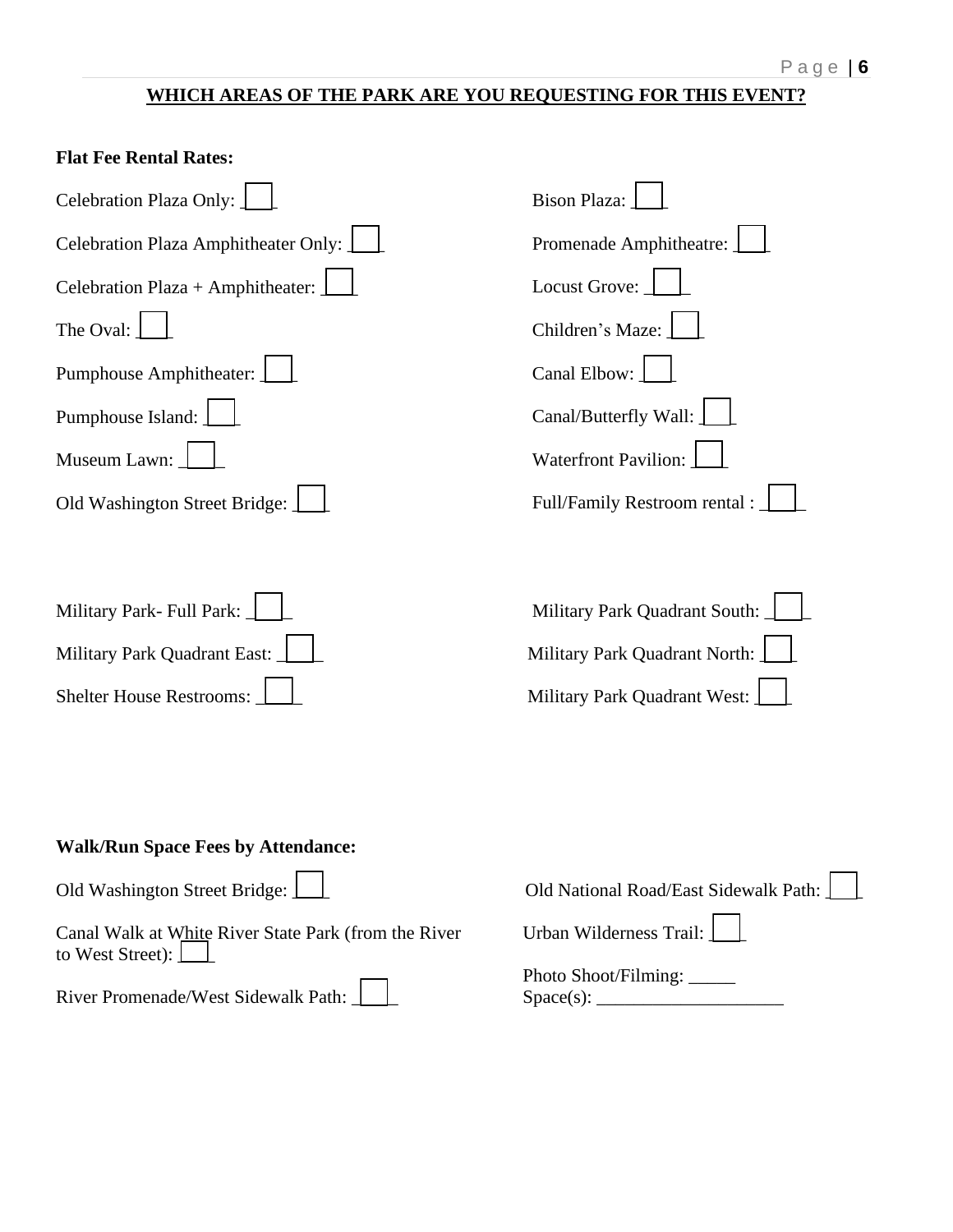## WHICH AREAS OF THE PARK ARE YOU REQUESTING FOR THIS EVENT?

**Flat Fee Rental Rates:**

Celebration Plaza Only: ☐

Celebration Plaza Amphitheater Only: ☐

Celebration Plaza + Amphitheater: ☐

The Oval: ☐

Pumphouse Amphitheater: ☐

Pumphouse Island: ☐

Museum Lawn: ☐

Old Washington Street Bridge: ☐

Bison Plaza: ☐

Promenade Amphitheatre: ☐

Locust Grove: ☐

Children's Maze: ☐

Canal Elbow: ☐

Canal/Butterfly Wall: ☐

Waterfront Pavilion: ☐

Full/Family Restroom rental : ☐

Military Park- Full Park: ☐

Military Park Quadrant East: ☐

Shelter House Restrooms: ☐

Military Park Quadrant South: ☐

Military Park Quadrant North: ☐

Military Park Quadrant West: ☐

**Walk/Run Space Fees by Attendance:**

Old Washington Street Bridge: ☐

Canal Walk at White River State Park (from the River to West Street): ☐

River Promenade/West Sidewalk Path: ☐

Old National Road/East Sidewalk Path: ☐

Urban Wilderness Trail: ☐

Photo Shoot/Filming: _____
Space(s): ____________________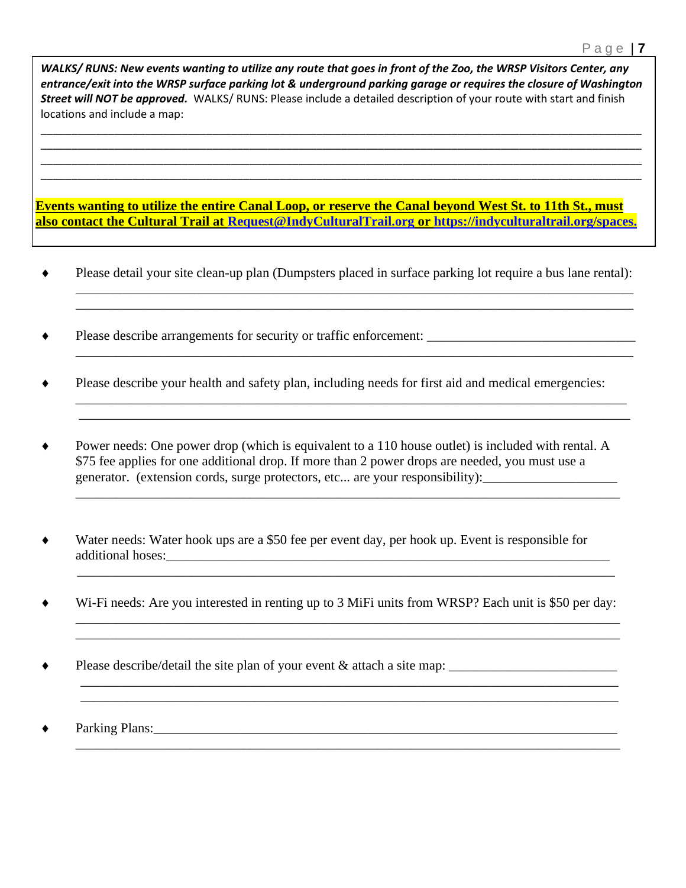***WALKS/ RUNS: New events wanting to utilize any route that goes in front of the Zoo, the WRSP Visitors Center, any entrance/exit into the WRSP surface parking lot & underground parking garage or requires the closure of Washington Street will NOT be approved.*** WALKS/ RUNS: Please include a detailed description of your route with start and finish locations and include a map:

________________________________________________________________________________________
________________________________________________________________________________________
________________________________________________________________________________________
________________________________________________________________________________________

**Events wanting to utilize the entire Canal Loop, or reserve the Canal beyond West St. to 11th St., must also contact the Cultural Trail at Request@IndyCulturalTrail.org or https://indyculturaltrail.org/spaces.**

- Please detail your site clean-up plan (Dumpsters placed in surface parking lot require a bus lane rental): ________________________________________________________________________________ ________________________________________________________________________________

- Please describe arrangements for security or traffic enforcement: _______________________________ ________________________________________________________________________________

- Please describe your health and safety plan, including needs for first aid and medical emergencies: ________________________________________________________________________________ ________________________________________________________________________________

- Power needs: One power drop (which is equivalent to a 110 house outlet) is included with rental. A $75 fee applies for one additional drop. If more than 2 power drops are needed, you must use a generator. (extension cords, surge protectors, etc... are your responsibility):____________________ ________________________________________________________________________________

- Water needs: Water hook ups are a $50 fee per event day, per hook up. Event is responsible for additional hoses:_____________________________________________________________________ ________________________________________________________________________________

- Wi-Fi needs: Are you interested in renting up to 3 MiFi units from WRSP? Each unit is $50 per day: ________________________________________________________________________________ ________________________________________________________________________________

- Please describe/detail the site plan of your event & attach a site map: _________________________ ________________________________________________________________________________ ________________________________________________________________________________

- Parking Plans:__________________________________________________________________________ ________________________________________________________________________________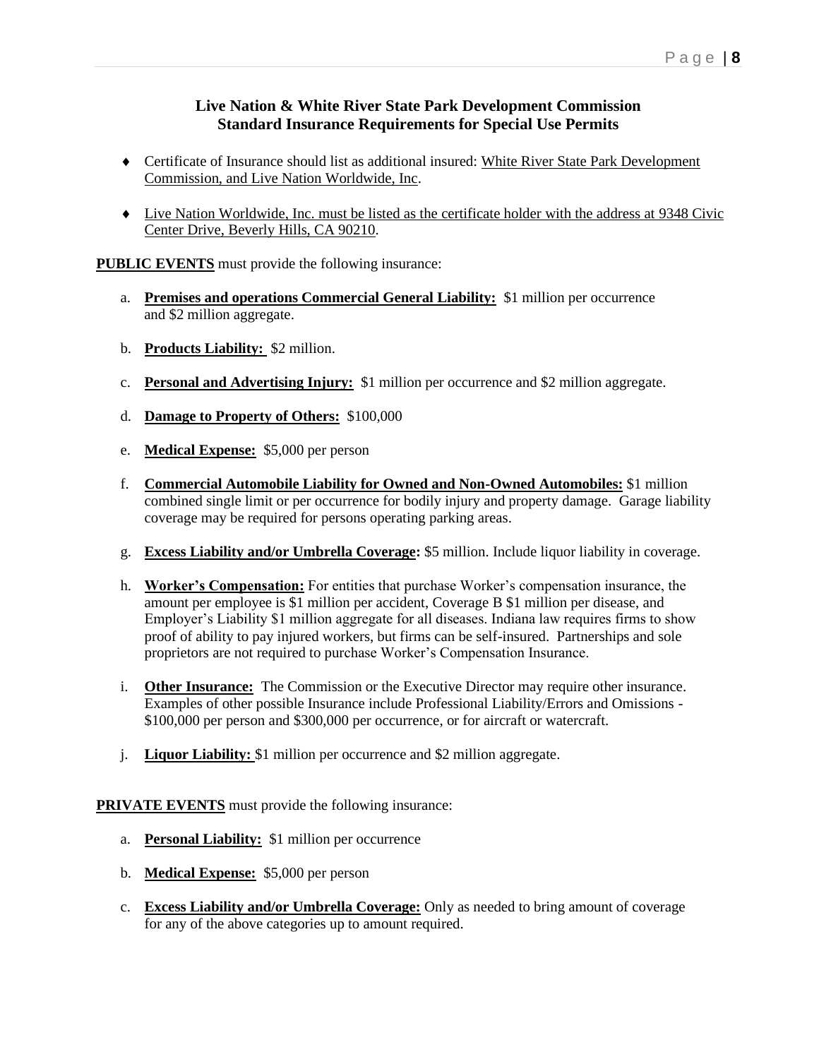## Live Nation & White River State Park Development Commission
## Standard Insurance Requirements for Special Use Permits

- Certificate of Insurance should list as additional insured: White River State Park Development Commission, and Live Nation Worldwide, Inc.
- Live Nation Worldwide, Inc. must be listed as the certificate holder with the address at 9348 Civic Center Drive, Beverly Hills, CA 90210.

**PUBLIC EVENTS** must provide the following insurance:

a. **Premises and operations Commercial General Liability:** $1 million per occurrence and $2 million aggregate.

b. **Products Liability:** $2 million.

c. **Personal and Advertising Injury:** $1 million per occurrence and $2 million aggregate.

d. **Damage to Property of Others:** $100,000

e. **Medical Expense:** $5,000 per person

f. **Commercial Automobile Liability for Owned and Non-Owned Automobiles:** $1 million combined single limit or per occurrence for bodily injury and property damage. Garage liability coverage may be required for persons operating parking areas.

g. **Excess Liability and/or Umbrella Coverage:** $5 million. Include liquor liability in coverage.

h. **Worker's Compensation:** For entities that purchase Worker's compensation insurance, the amount per employee is $1 million per accident, Coverage B $1 million per disease, and Employer's Liability $1 million aggregate for all diseases. Indiana law requires firms to show proof of ability to pay injured workers, but firms can be self-insured. Partnerships and sole proprietors are not required to purchase Worker's Compensation Insurance.

i. **Other Insurance:** The Commission or the Executive Director may require other insurance. Examples of other possible Insurance include Professional Liability/Errors and Omissions - $100,000 per person and $300,000 per occurrence, or for aircraft or watercraft.

j. **Liquor Liability:** $1 million per occurrence and $2 million aggregate.

**PRIVATE EVENTS** must provide the following insurance:

a. **Personal Liability:** $1 million per occurrence

b. **Medical Expense:** $5,000 per person

c. **Excess Liability and/or Umbrella Coverage:** Only as needed to bring amount of coverage for any of the above categories up to amount required.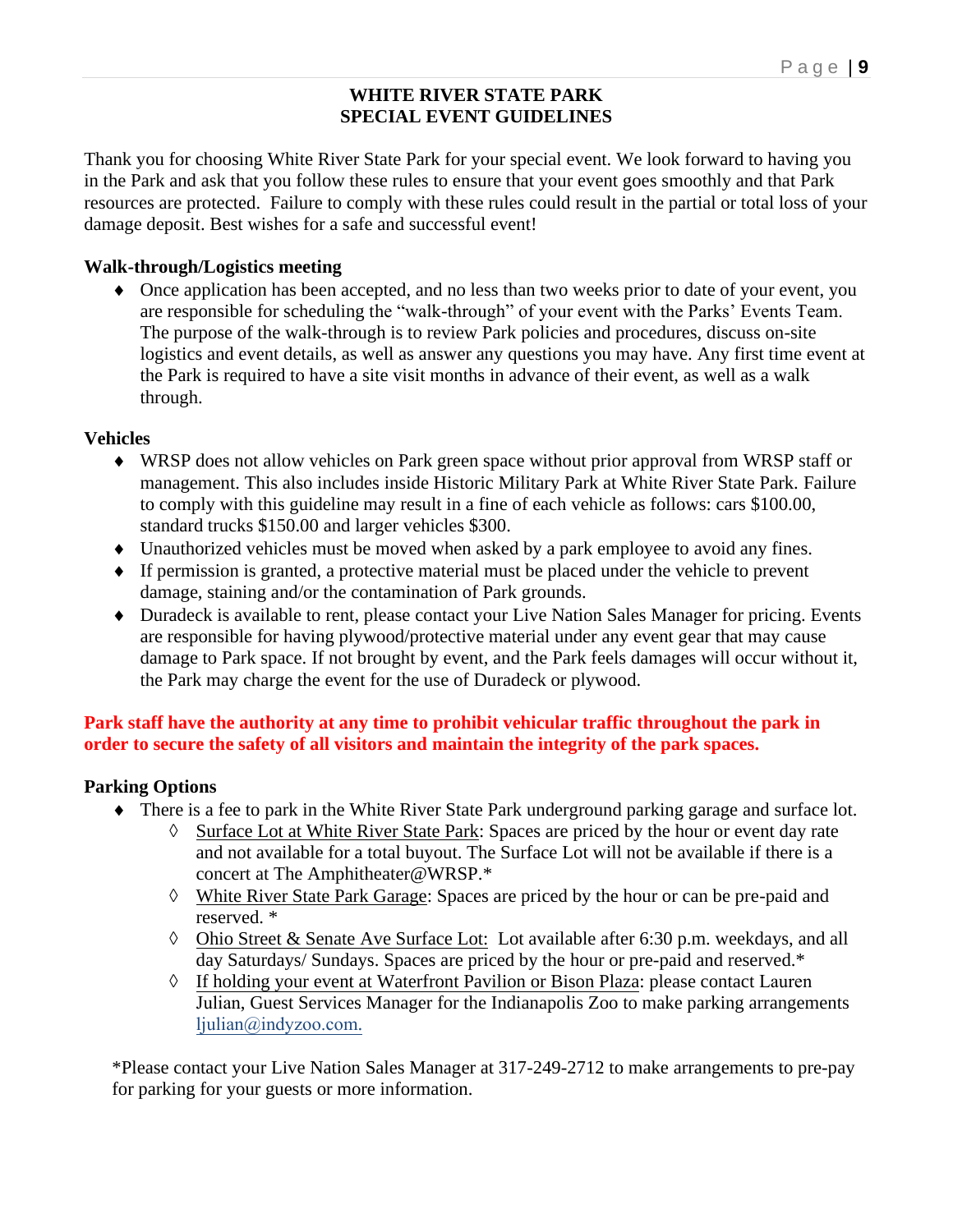## WHITE RIVER STATE PARK
## SPECIAL EVENT GUIDELINES

Thank you for choosing White River State Park for your special event. We look forward to having you in the Park and ask that you follow these rules to ensure that your event goes smoothly and that Park resources are protected. Failure to comply with these rules could result in the partial or total loss of your damage deposit. Best wishes for a safe and successful event!

### Walk-through/Logistics meeting

- Once application has been accepted, and no less than two weeks prior to date of your event, you are responsible for scheduling the "walk-through" of your event with the Parks' Events Team. The purpose of the walk-through is to review Park policies and procedures, discuss on-site logistics and event details, as well as answer any questions you may have. Any first time event at the Park is required to have a site visit months in advance of their event, as well as a walk through.

### Vehicles

- WRSP does not allow vehicles on Park green space without prior approval from WRSP staff or management. This also includes inside Historic Military Park at White River State Park. Failure to comply with this guideline may result in a fine of each vehicle as follows: cars $100.00, standard trucks $150.00 and larger vehicles $300.
- Unauthorized vehicles must be moved when asked by a park employee to avoid any fines.
- If permission is granted, a protective material must be placed under the vehicle to prevent damage, staining and/or the contamination of Park grounds.
- Duradeck is available to rent, please contact your Live Nation Sales Manager for pricing. Events are responsible for having plywood/protective material under any event gear that may cause damage to Park space. If not brought by event, and the Park feels damages will occur without it, the Park may charge the event for the use of Duradeck or plywood.

**Park staff have the authority at any time to prohibit vehicular traffic throughout the park in order to secure the safety of all visitors and maintain the integrity of the park spaces.**

### Parking Options

- There is a fee to park in the White River State Park underground parking garage and surface lot.
  - Surface Lot at White River State Park: Spaces are priced by the hour or event day rate and not available for a total buyout. The Surface Lot will not be available if there is a concert at The Amphitheater@WRSP.*
  - White River State Park Garage: Spaces are priced by the hour or can be pre-paid and reserved. *
  - Ohio Street & Senate Ave Surface Lot: Lot available after 6:30 p.m. weekdays, and all day Saturdays/ Sundays. Spaces are priced by the hour or pre-paid and reserved.*
  - If holding your event at Waterfront Pavilion or Bison Plaza: please contact Lauren Julian, Guest Services Manager for the Indianapolis Zoo to make parking arrangements ljulian@indyzoo.com.

*Please contact your Live Nation Sales Manager at 317-249-2712 to make arrangements to pre-pay for parking for your guests or more information.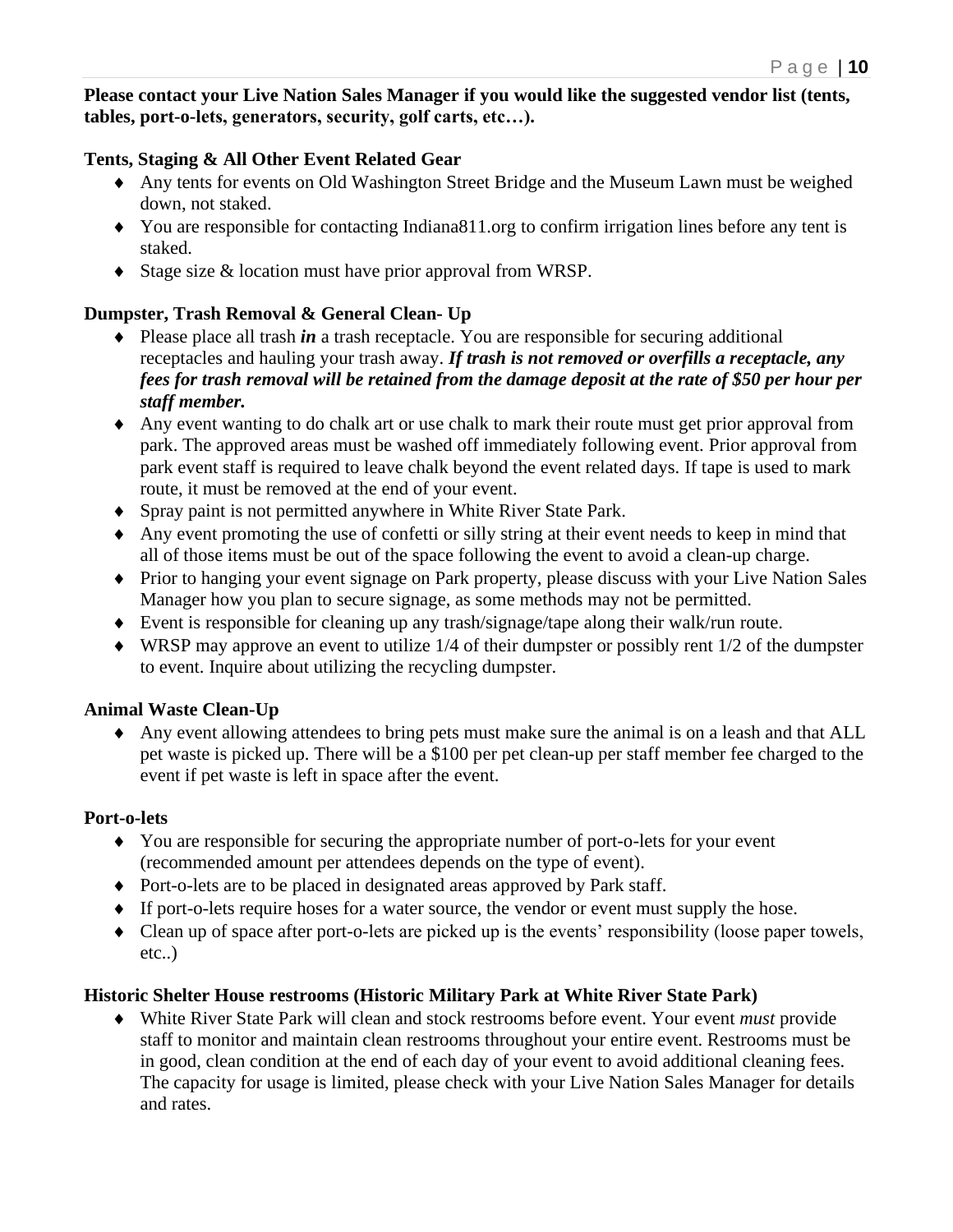**Please contact your Live Nation Sales Manager if you would like the suggested vendor list (tents, tables, port-o-lets, generators, security, golf carts, etc…).**

### Tents, Staging & All Other Event Related Gear

- Any tents for events on Old Washington Street Bridge and the Museum Lawn must be weighed down, not staked.
- You are responsible for contacting Indiana811.org to confirm irrigation lines before any tent is staked.
- Stage size & location must have prior approval from WRSP.

### Dumpster, Trash Removal & General Clean- Up

- Please place all trash ***in*** a trash receptacle. You are responsible for securing additional receptacles and hauling your trash away. ***If trash is not removed or overfills a receptacle, any fees for trash removal will be retained from the damage deposit at the rate of $50 per hour per staff member.***
- Any event wanting to do chalk art or use chalk to mark their route must get prior approval from park. The approved areas must be washed off immediately following event. Prior approval from park event staff is required to leave chalk beyond the event related days. If tape is used to mark route, it must be removed at the end of your event.
- Spray paint is not permitted anywhere in White River State Park.
- Any event promoting the use of confetti or silly string at their event needs to keep in mind that all of those items must be out of the space following the event to avoid a clean-up charge.
- Prior to hanging your event signage on Park property, please discuss with your Live Nation Sales Manager how you plan to secure signage, as some methods may not be permitted.
- Event is responsible for cleaning up any trash/signage/tape along their walk/run route.
- WRSP may approve an event to utilize 1/4 of their dumpster or possibly rent 1/2 of the dumpster to event. Inquire about utilizing the recycling dumpster.

### Animal Waste Clean-Up

- Any event allowing attendees to bring pets must make sure the animal is on a leash and that ALL pet waste is picked up. There will be a $100 per pet clean-up per staff member fee charged to the event if pet waste is left in space after the event.

### Port-o-lets

- You are responsible for securing the appropriate number of port-o-lets for your event (recommended amount per attendees depends on the type of event).
- Port-o-lets are to be placed in designated areas approved by Park staff.
- If port-o-lets require hoses for a water source, the vendor or event must supply the hose.
- Clean up of space after port-o-lets are picked up is the events' responsibility (loose paper towels, etc..)

### Historic Shelter House restrooms (Historic Military Park at White River State Park)

- White River State Park will clean and stock restrooms before event. Your event *must* provide staff to monitor and maintain clean restrooms throughout your entire event. Restrooms must be in good, clean condition at the end of each day of your event to avoid additional cleaning fees. The capacity for usage is limited, please check with your Live Nation Sales Manager for details and rates.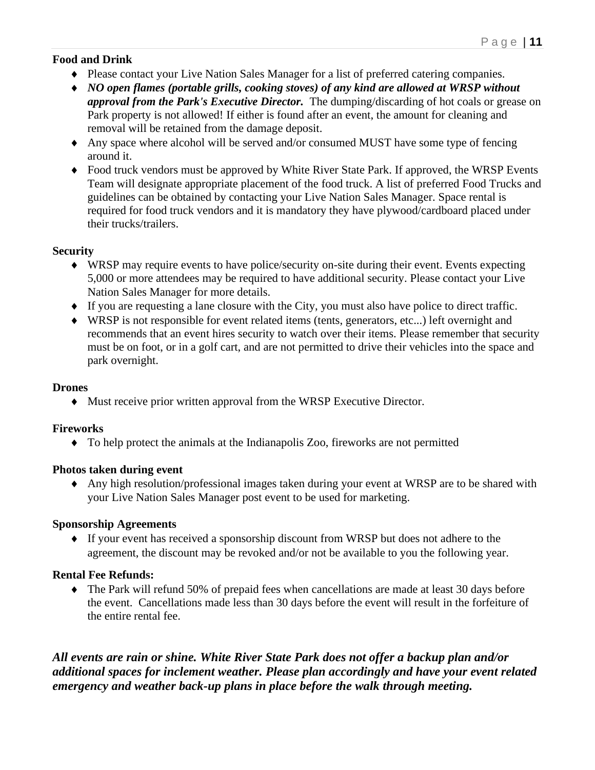**Food and Drink**

- Please contact your Live Nation Sales Manager for a list of preferred catering companies.
- ***NO open flames (portable grills, cooking stoves) of any kind are allowed at WRSP without approval from the Park's Executive Director.*** The dumping/discarding of hot coals or grease on Park property is not allowed! If either is found after an event, the amount for cleaning and removal will be retained from the damage deposit.
- Any space where alcohol will be served and/or consumed MUST have some type of fencing around it.
- Food truck vendors must be approved by White River State Park. If approved, the WRSP Events Team will designate appropriate placement of the food truck. A list of preferred Food Trucks and guidelines can be obtained by contacting your Live Nation Sales Manager. Space rental is required for food truck vendors and it is mandatory they have plywood/cardboard placed under their trucks/trailers.

**Security**

- WRSP may require events to have police/security on-site during their event. Events expecting 5,000 or more attendees may be required to have additional security. Please contact your Live Nation Sales Manager for more details.
- If you are requesting a lane closure with the City, you must also have police to direct traffic.
- WRSP is not responsible for event related items (tents, generators, etc...) left overnight and recommends that an event hires security to watch over their items. Please remember that security must be on foot, or in a golf cart, and are not permitted to drive their vehicles into the space and park overnight.

**Drones**

- Must receive prior written approval from the WRSP Executive Director.

**Fireworks**

- To help protect the animals at the Indianapolis Zoo, fireworks are not permitted

**Photos taken during event**

- Any high resolution/professional images taken during your event at WRSP are to be shared with your Live Nation Sales Manager post event to be used for marketing.

**Sponsorship Agreements**

- If your event has received a sponsorship discount from WRSP but does not adhere to the agreement, the discount may be revoked and/or not be available to you the following year.

**Rental Fee Refunds:**

- The Park will refund 50% of prepaid fees when cancellations are made at least 30 days before the event. Cancellations made less than 30 days before the event will result in the forfeiture of the entire rental fee.

***All events are rain or shine. White River State Park does not offer a backup plan and/or additional spaces for inclement weather. Please plan accordingly and have your event related emergency and weather back-up plans in place before the walk through meeting.***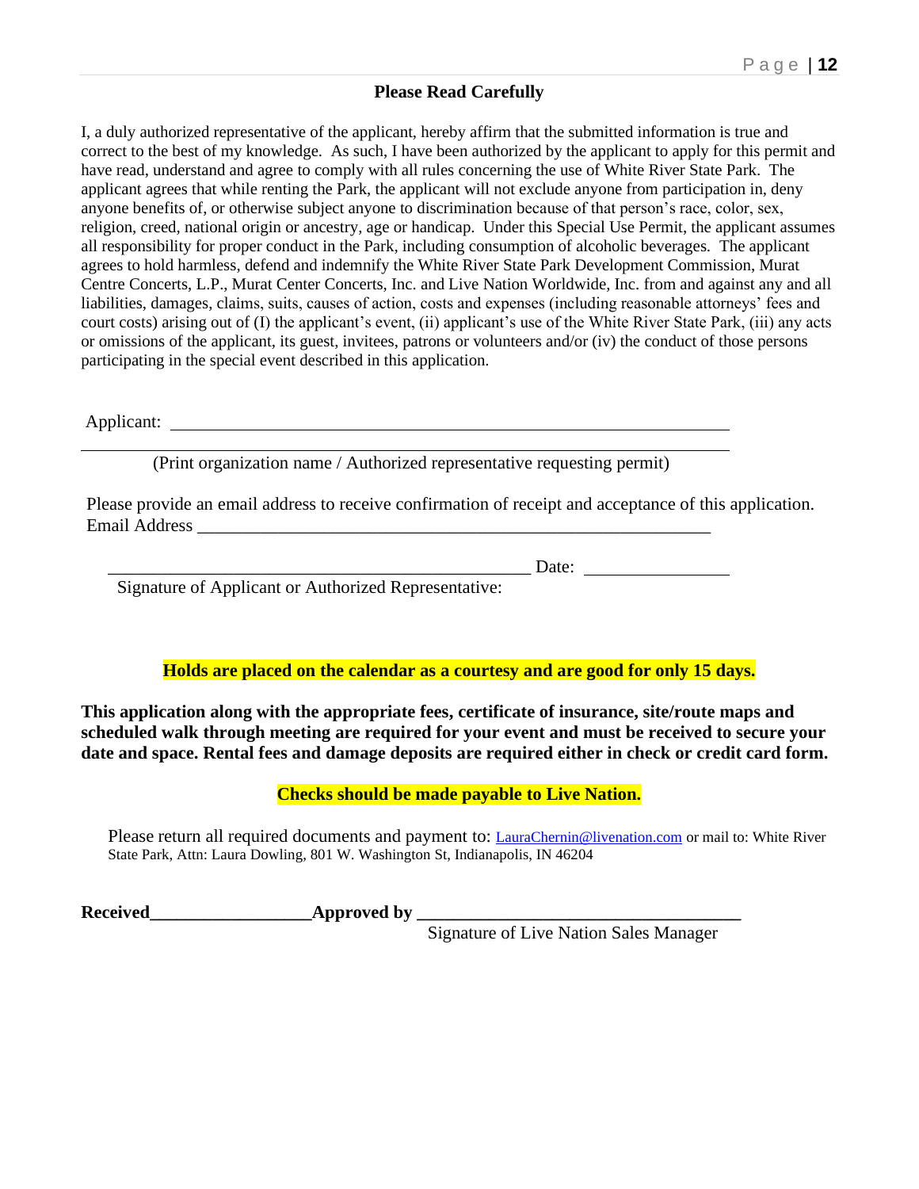**Please Read Carefully**

I, a duly authorized representative of the applicant, hereby affirm that the submitted information is true and correct to the best of my knowledge. As such, I have been authorized by the applicant to apply for this permit and have read, understand and agree to comply with all rules concerning the use of White River State Park. The applicant agrees that while renting the Park, the applicant will not exclude anyone from participation in, deny anyone benefits of, or otherwise subject anyone to discrimination because of that person's race, color, sex, religion, creed, national origin or ancestry, age or handicap. Under this Special Use Permit, the applicant assumes all responsibility for proper conduct in the Park, including consumption of alcoholic beverages. The applicant agrees to hold harmless, defend and indemnify the White River State Park Development Commission, Murat Centre Concerts, L.P., Murat Center Concerts, Inc. and Live Nation Worldwide, Inc. from and against any and all liabilities, damages, claims, suits, causes of action, costs and expenses (including reasonable attorneys' fees and court costs) arising out of (I) the applicant's event, (ii) applicant's use of the White River State Park, (iii) any acts or omissions of the applicant, its guest, invitees, patrons or volunteers and/or (iv) the conduct of those persons participating in the special event described in this application.

Applicant: ____________________________________________________________

____________________________________________________________

(Print organization name / Authorized representative requesting permit)

Please provide an email address to receive confirmation of receipt and acceptance of this application.
Email Address ____________________________________________________________

______________________________________________ Date: _______________

Signature of Applicant or Authorized Representative:

**Holds are placed on the calendar as a courtesy and are good for only 15 days.**

**This application along with the appropriate fees, certificate of insurance, site/route maps and scheduled walk through meeting are required for your event and must be received to secure your date and space. Rental fees and damage deposits are required either in check or credit card form.**

**Checks should be made payable to Live Nation.**

Please return all required documents and payment to: LauraChernin@livenation.com or mail to: White River State Park, Attn: Laura Dowling, 801 W. Washington St, Indianapolis, IN 46204

**Received_________________Approved by __________________________________**

Signature of Live Nation Sales Manager